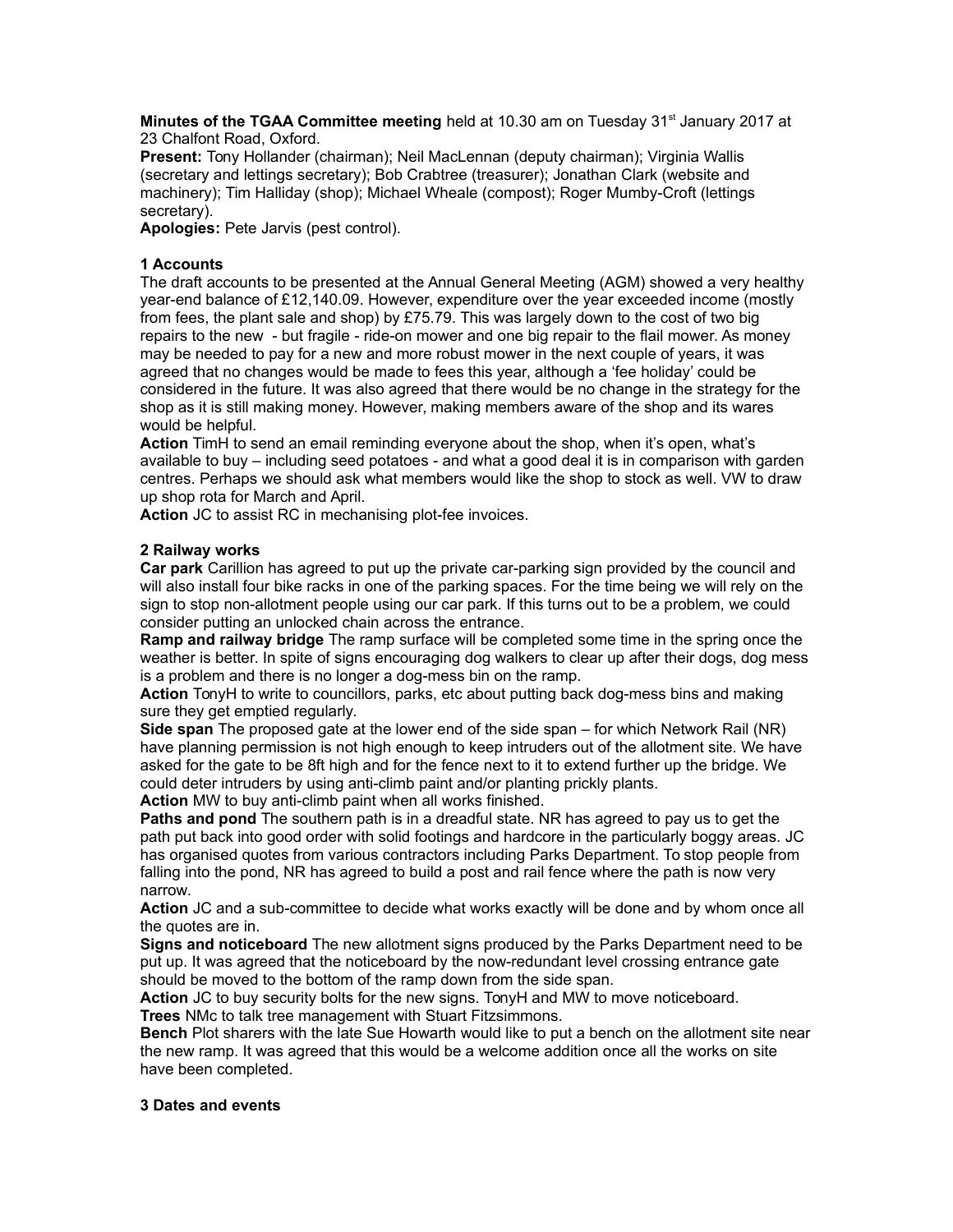**Minutes of the TGAA Committee meeting** held at 10.30 am on Tuesday 31st January 2017 at 23 Chalfont Road, Oxford.

**Present:** Tony Hollander (chairman); Neil MacLennan (deputy chairman); Virginia Wallis (secretary and lettings secretary); Bob Crabtree (treasurer); Jonathan Clark (website and machinery); Tim Halliday (shop); Michael Wheale (compost); Roger Mumby-Croft (lettings secretary).

**Apologies:** Pete Jarvis (pest control).

**1 Accounts**

The draft accounts to be presented at the Annual General Meeting (AGM) showed a very healthy year-end balance of £12,140.09. However, expenditure over the year exceeded income (mostly from fees, the plant sale and shop) by £75.79. This was largely down to the cost of two big repairs to the new - but fragile - ride-on mower and one big repair to the flail mower. As money may be needed to pay for a new and more robust mower in the next couple of years, it was agreed that no changes would be made to fees this year, although a 'fee holiday' could be considered in the future. It was also agreed that there would be no change in the strategy for the shop as it is still making money. However, making members aware of the shop and its wares would be helpful.

**Action** TimH to send an email reminding everyone about the shop, when it's open, what's available to buy – including seed potatoes - and what a good deal it is in comparison with garden centres. Perhaps we should ask what members would like the shop to stock as well. VW to draw up shop rota for March and April.

**Action** JC to assist RC in mechanising plot-fee invoices.

**2 Railway works**

**Car park** Carillion has agreed to put up the private car-parking sign provided by the council and will also install four bike racks in one of the parking spaces. For the time being we will rely on the sign to stop non-allotment people using our car park. If this turns out to be a problem, we could consider putting an unlocked chain across the entrance.

**Ramp and railway bridge** The ramp surface will be completed some time in the spring once the weather is better. In spite of signs encouraging dog walkers to clear up after their dogs, dog mess is a problem and there is no longer a dog-mess bin on the ramp.

**Action** TonyH to write to councillors, parks, etc about putting back dog-mess bins and making sure they get emptied regularly.

**Side span** The proposed gate at the lower end of the side span – for which Network Rail (NR) have planning permission is not high enough to keep intruders out of the allotment site. We have asked for the gate to be 8ft high and for the fence next to it to extend further up the bridge. We could deter intruders by using anti-climb paint and/or planting prickly plants.

**Action** MW to buy anti-climb paint when all works finished.

**Paths and pond** The southern path is in a dreadful state. NR has agreed to pay us to get the path put back into good order with solid footings and hardcore in the particularly boggy areas. JC has organised quotes from various contractors including Parks Department. To stop people from falling into the pond, NR has agreed to build a post and rail fence where the path is now very narrow.

**Action** JC and a sub-committee to decide what works exactly will be done and by whom once all the quotes are in.

**Signs and noticeboard** The new allotment signs produced by the Parks Department need to be put up. It was agreed that the noticeboard by the now-redundant level crossing entrance gate should be moved to the bottom of the ramp down from the side span.

**Action** JC to buy security bolts for the new signs. TonyH and MW to move noticeboard.

**Trees** NMc to talk tree management with Stuart Fitzsimmons.

**Bench** Plot sharers with the late Sue Howarth would like to put a bench on the allotment site near the new ramp. It was agreed that this would be a welcome addition once all the works on site have been completed.

**3 Dates and events**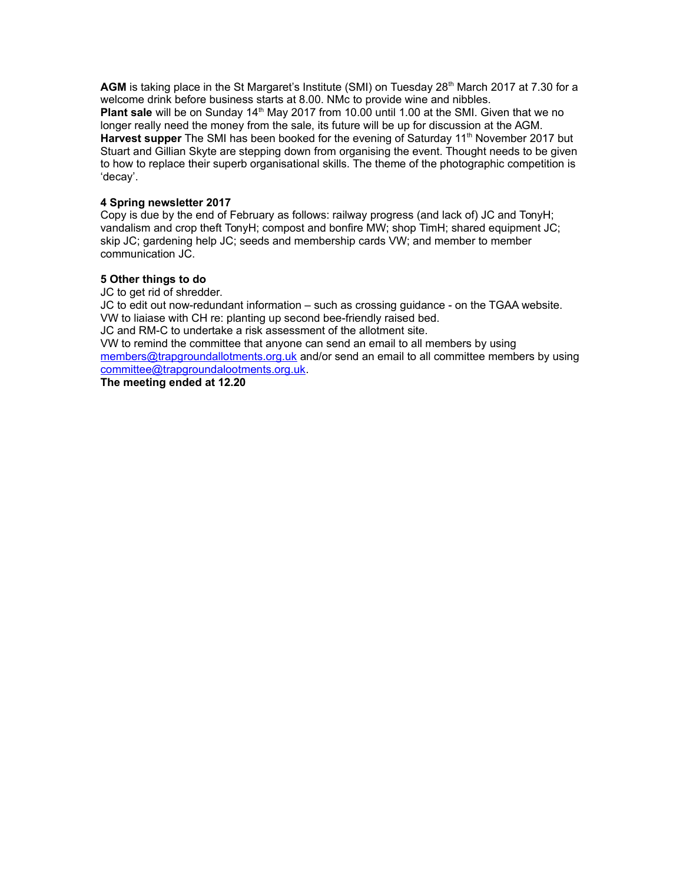**AGM** is taking place in the St Margaret's Institute (SMI) on Tuesday 28th March 2017 at 7.30 for a welcome drink before business starts at 8.00. NMc to provide wine and nibbles.
**Plant sale** will be on Sunday 14th May 2017 from 10.00 until 1.00 at the SMI. Given that we no longer really need the money from the sale, its future will be up for discussion at the AGM.
**Harvest supper** The SMI has been booked for the evening of Saturday 11th November 2017 but Stuart and Gillian Skyte are stepping down from organising the event. Thought needs to be given to how to replace their superb organisational skills. The theme of the photographic competition is 'decay'.

**4 Spring newsletter 2017**
Copy is due by the end of February as follows: railway progress (and lack of) JC and TonyH; vandalism and crop theft TonyH; compost and bonfire MW; shop TimH; shared equipment JC; skip JC; gardening help JC; seeds and membership cards VW; and member to member communication JC.

**5 Other things to do**
JC to get rid of shredder.
JC to edit out now-redundant information – such as crossing guidance - on the TGAA website.
VW to liaiase with CH re: planting up second bee-friendly raised bed.
JC and RM-C to undertake a risk assessment of the allotment site.
VW to remind the committee that anyone can send an email to all members by using members@trapgroundallotments.org.uk and/or send an email to all committee members by using committee@trapgroundalootments.org.uk.
**The meeting ended at 12.20**